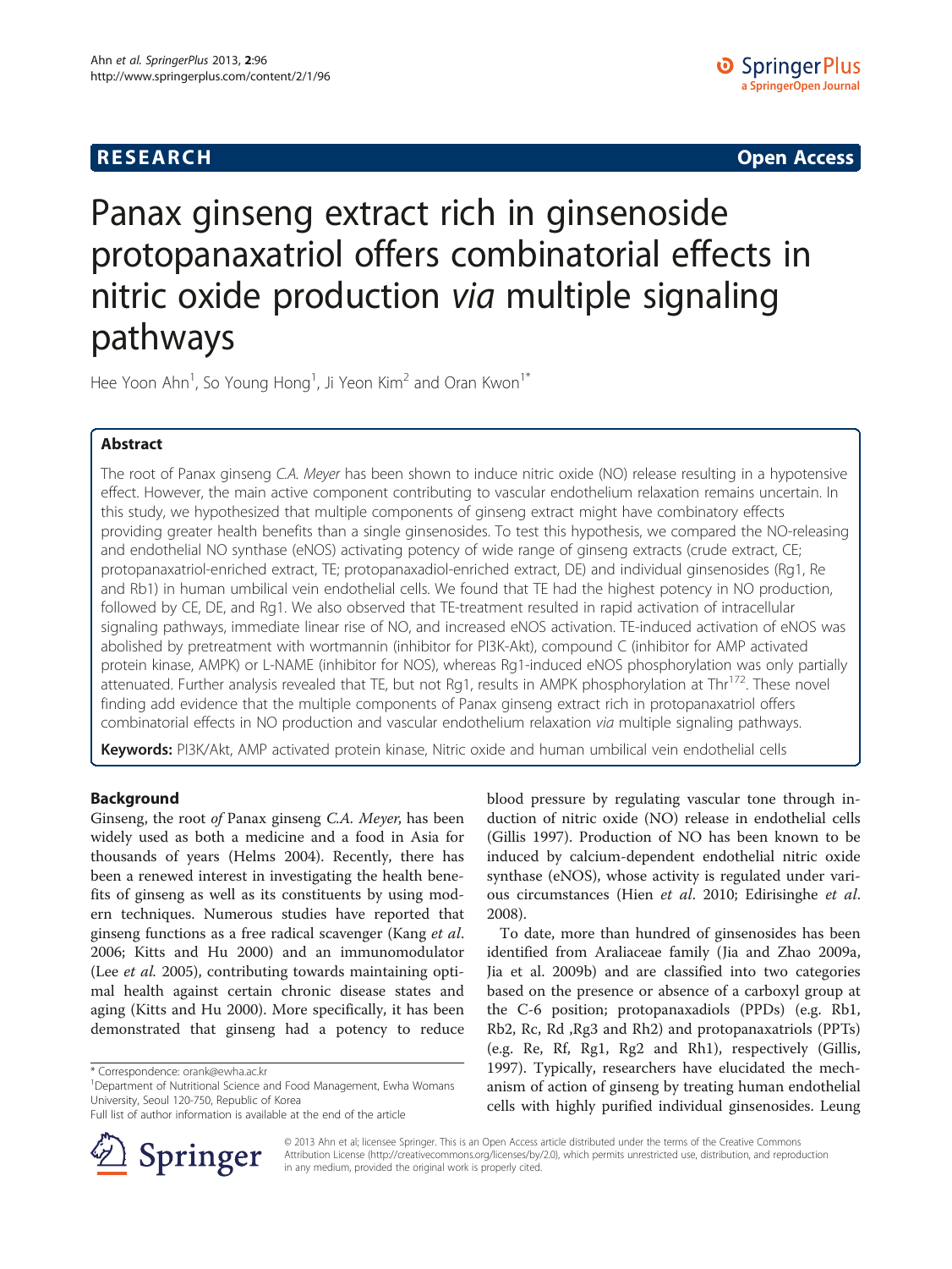**RESEARCH** **Open Access**

# Panax ginseng extract rich in ginsenoside protopanaxatriol offers combinatorial effects in nitric oxide production *via* multiple signaling pathways

Hee Yoon Ahn[1], So Young Hong[1], Ji Yeon Kim[2] and Oran Kwon[1*]

## Abstract

The root of Panax ginseng *C.A. Meyer* has been shown to induce nitric oxide (NO) release resulting in a hypotensive effect. However, the main active component contributing to vascular endothelium relaxation remains uncertain. In this study, we hypothesized that multiple components of ginseng extract might have combinatory effects providing greater health benefits than a single ginsenosides. To test this hypothesis, we compared the NO-releasing and endothelial NO synthase (eNOS) activating potency of wide range of ginseng extracts (crude extract, CE; protopanaxatriol-enriched extract, TE; protopanaxadiol-enriched extract, DE) and individual ginsenosides (Rg1, Re and Rb1) in human umbilical vein endothelial cells. We found that TE had the highest potency in NO production, followed by CE, DE, and Rg1. We also observed that TE-treatment resulted in rapid activation of intracellular signaling pathways, immediate linear rise of NO, and increased eNOS activation. TE-induced activation of eNOS was abolished by pretreatment with wortmannin (inhibitor for PI3K-Akt), compound C (inhibitor for AMP activated protein kinase, AMPK) or L-NAME (inhibitor for NOS), whereas Rg1-induced eNOS phosphorylation was only partially attenuated. Further analysis revealed that TE, but not Rg1, results in AMPK phosphorylation at $Thr^{172}$. These novel finding add evidence that the multiple components of Panax ginseng extract rich in protopanaxatriol offers combinatorial effects in NO production and vascular endothelium relaxation *via* multiple signaling pathways.

**Keywords:** PI3K/Akt, AMP activated protein kinase, Nitric oxide and human umbilical vein endothelial cells

## Background

Ginseng, the root *of* Panax ginseng *C.A. Meyer*, has been widely used as both a medicine and a food in Asia for thousands of years (Helms 2004). Recently, there has been a renewed interest in investigating the health benefits of ginseng as well as its constituents by using modern techniques. Numerous studies have reported that ginseng functions as a free radical scavenger (Kang *et al*. 2006; Kitts and Hu 2000) and an immunomodulator (Lee *et al.* 2005), contributing towards maintaining optimal health against certain chronic disease states and aging (Kitts and Hu 2000). More specifically, it has been demonstrated that ginseng had a potency to reduce blood pressure by regulating vascular tone through induction of nitric oxide (NO) release in endothelial cells (Gillis 1997). Production of NO has been known to be induced by calcium-dependent endothelial nitric oxide synthase (eNOS), whose activity is regulated under various circumstances (Hien *et al*. 2010; Edirisinghe *et al*. 2008).

To date, more than hundred of ginsenosides has been identified from Araliaceae family (Jia and Zhao 2009a, Jia et al. 2009b) and are classified into two categories based on the presence or absence of a carboxyl group at the C-6 position; protopanaxadiols (PPDs) (e.g. Rb1, Rb2, Rc, Rd ,Rg3 and Rh2) and protopanaxatriols (PPTs) (e.g. Re, Rf, Rg1, Rg2 and Rh1), respectively (Gillis, 1997). Typically, researchers have elucidated the mechanism of action of ginseng by treating human endothelial cells with highly purified individual ginsenosides. Leung

\* Correspondence: orank@ewha.ac.kr
[1]Department of Nutritional Science and Food Management, Ewha Womans University, Seoul 120-750, Republic of Korea
Full list of author information is available at the end of the article

© 2013 Ahn et al; licensee Springer. This is an Open Access article distributed under the terms of the Creative Commons Attribution License (http://creativecommons.org/licenses/by/2.0), which permits unrestricted use, distribution, and reproduction in any medium, provided the original work is properly cited.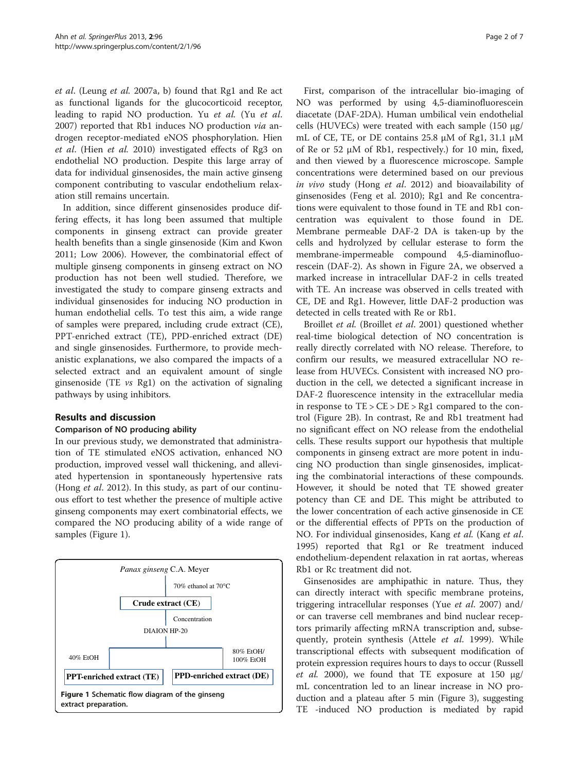*et al*. (Leung *et al.* 2007a, b) found that Rg1 and Re act as functional ligands for the glucocorticoid receptor, leading to rapid NO production. Yu *et al.* (Yu *et al.* 2007) reported that Rb1 induces NO production *via* androgen receptor-mediated eNOS phosphorylation. Hien *et al*. (Hien *et al.* 2010) investigated effects of Rg3 on endothelial NO production. Despite this large array of data for individual ginsenosides, the main active ginseng component contributing to vascular endothelium relaxation still remains uncertain.

In addition, since different ginsenosides produce differing effects, it has long been assumed that multiple components in ginseng extract can provide greater health benefits than a single ginsenoside (Kim and Kwon 2011; Low 2006). However, the combinatorial effect of multiple ginseng components in ginseng extract on NO production has not been well studied. Therefore, we investigated the study to compare ginseng extracts and individual ginsenosides for inducing NO production in human endothelial cells. To test this aim, a wide range of samples were prepared, including crude extract (CE), PPT-enriched extract (TE), PPD-enriched extract (DE) and single ginsenosides. Furthermore, to provide mechanistic explanations, we also compared the impacts of a selected extract and an equivalent amount of single ginsenoside (TE *vs* Rg1) on the activation of signaling pathways by using inhibitors.

## Results and discussion

### Comparison of NO producing ability

In our previous study, we demonstrated that administration of TE stimulated eNOS activation, enhanced NO production, improved vessel wall thickening, and alleviated hypertension in spontaneously hypertensive rats (Hong *et al*. 2012). In this study, as part of our continuous effort to test whether the presence of multiple active ginseng components may exert combinatorial effects, we compared the NO producing ability of a wide range of samples (Figure 1).

*Panax ginseng* C.A. Meyer → 70% ethanol at 70°C → **Crude extract (CE)** → Concentration, DIAION HP-20 → 40% EtOH: **PPT-enriched extract (TE)**; 80% EtOH/ 100% EtOH: **PPD-enriched extract (DE)**

**Figure 1** Schematic flow diagram of the ginseng extract preparation.

First, comparison of the intracellular bio-imaging of NO was performed by using 4,5-diaminofluorescein diacetate (DAF-2DA). Human umbilical vein endothelial cells (HUVECs) were treated with each sample (150 μg/ mL of CE, TE, or DE contains 25.8 μM of Rg1, 31.1 μM of Re or 52 μM of Rb1, respectively.) for 10 min, fixed, and then viewed by a fluorescence microscope. Sample concentrations were determined based on our previous *in vivo* study (Hong *et al*. 2012) and bioavailability of ginsenosides (Feng et al. 2010); Rg1 and Re concentrations were equivalent to those found in TE and Rb1 concentration was equivalent to those found in DE. Membrane permeable DAF-2 DA is taken-up by the cells and hydrolyzed by cellular esterase to form the membrane-impermeable compound 4,5-diaminofluorescein (DAF-2). As shown in Figure 2A, we observed a marked increase in intracellular DAF-2 in cells treated with TE. An increase was observed in cells treated with CE, DE and Rg1. However, little DAF-2 production was detected in cells treated with Re or Rb1.

Broillet *et al.* (Broillet *et al*. 2001) questioned whether real-time biological detection of NO concentration is really directly correlated with NO release. Therefore, to confirm our results, we measured extracellular NO release from HUVECs. Consistent with increased NO production in the cell, we detected a significant increase in DAF-2 fluorescence intensity in the extracellular media in response to TE > CE > DE > Rg1 compared to the control (Figure 2B). In contrast, Re and Rb1 treatment had no significant effect on NO release from the endothelial cells. These results support our hypothesis that multiple components in ginseng extract are more potent in inducing NO production than single ginsenosides, implicating the combinatorial interactions of these compounds. However, it should be noted that TE showed greater potency than CE and DE. This might be attributed to the lower concentration of each active ginsenoside in CE or the differential effects of PPTs on the production of NO. For individual ginsenosides, Kang *et al.* (Kang *et al.* 1995) reported that Rg1 or Re treatment induced endothelium-dependent relaxation in rat aortas, whereas Rb1 or Rc treatment did not.

Ginsenosides are amphipathic in nature. Thus, they can directly interact with specific membrane proteins, triggering intracellular responses (Yue *et al.* 2007) and/ or can traverse cell membranes and bind nuclear receptors primarily affecting mRNA transcription and, subsequently, protein synthesis (Attele *et al.* 1999). While transcriptional effects with subsequent modification of protein expression requires hours to days to occur (Russell *et al.* 2000), we found that TE exposure at 150 μg/ mL concentration led to an linear increase in NO production and a plateau after 5 min (Figure 3), suggesting TE -induced NO production is mediated by rapid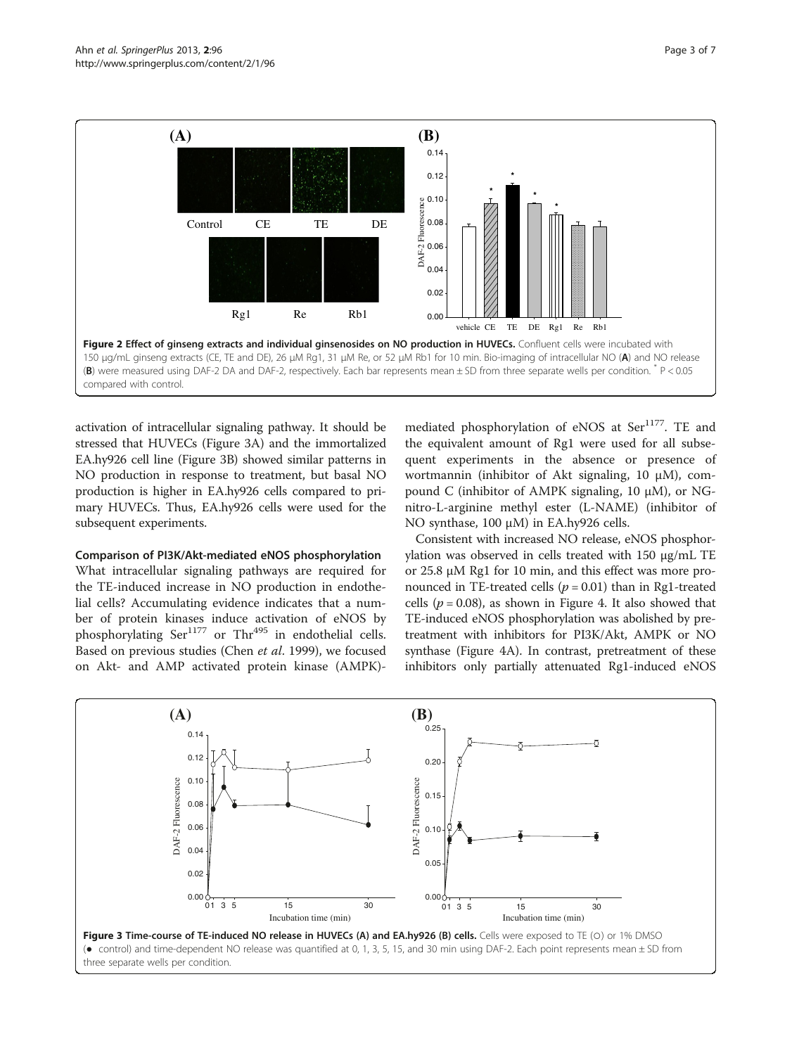Figure 2 Effect of ginseng extracts and individual ginsenosides on NO production in HUVECs. Confluent cells were incubated with 150 μg/mL ginseng extracts (CE, TE and DE), 26 μM Rg1, 31 μM Re, or 52 μM Rb1 for 10 min. Bio-imaging of intracellular NO (A) and NO release (B) were measured using DAF-2 DA and DAF-2, respectively. Each bar represents mean ± SD from three separate wells per condition. * P < 0.05 compared with control.

activation of intracellular signaling pathway. It should be stressed that HUVECs (Figure 3A) and the immortalized EA.hy926 cell line (Figure 3B) showed similar patterns in NO production in response to treatment, but basal NO production is higher in EA.hy926 cells compared to primary HUVECs. Thus, EA.hy926 cells were used for the subsequent experiments.

### Comparison of PI3K/Akt-mediated eNOS phosphorylation

What intracellular signaling pathways are required for the TE-induced increase in NO production in endothelial cells? Accumulating evidence indicates that a number of protein kinases induce activation of eNOS by phosphorylating Ser[1177] or Thr[495] in endothelial cells. Based on previous studies (Chen *et al*. 1999), we focused on Akt- and AMP activated protein kinase (AMPK)-mediated phosphorylation of eNOS at Ser[1177]. TE and the equivalent amount of Rg1 were used for all subsequent experiments in the absence or presence of wortmannin (inhibitor of Akt signaling, 10 μM), compound C (inhibitor of AMPK signaling, 10 μM), or NG-nitro-L-arginine methyl ester (L-NAME) (inhibitor of NO synthase, 100 μM) in EA.hy926 cells.

Consistent with increased NO release, eNOS phosphorylation was observed in cells treated with 150 μg/mL TE or 25.8 μM Rg1 for 10 min, and this effect was more pronounced in TE-treated cells ($p = 0.01$) than in Rg1-treated cells ($p = 0.08$), as shown in Figure 4. It also showed that TE-induced eNOS phosphorylation was abolished by pretreatment with inhibitors for PI3K/Akt, AMPK or NO synthase (Figure 4A). In contrast, pretreatment of these inhibitors only partially attenuated Rg1-induced eNOS

Figure 3 Time-course of TE-induced NO release in HUVECs (A) and EA.hy926 (B) cells. Cells were exposed to TE (○) or 1% DMSO (● control) and time-dependent NO release was quantified at 0, 1, 3, 5, 15, and 30 min using DAF-2. Each point represents mean ± SD from three separate wells per condition.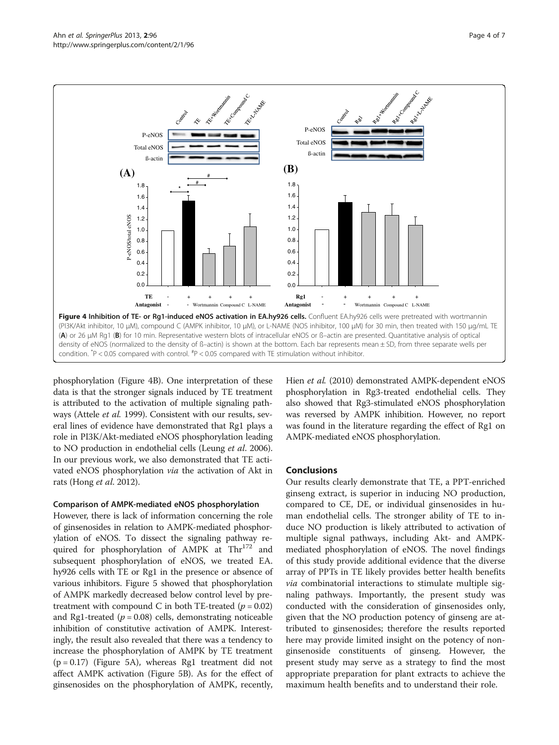**Figure 4 Inhibition of TE- or Rg1-induced eNOS activation in EA.hy926 cells.** Confluent EA.hy926 cells were pretreated with wortmannin (PI3K/Akt inhibitor, 10 μM), compound C (AMPK inhibitor, 10 μM), or L-NAME (NOS inhibitor, 100 μM) for 30 min, then treated with 150 μg/mL TE (**A**) or 26 μM Rg1 (**B**) for 10 min. Representative western blots of intracellular eNOS or ß–actin are presented. Quantitative analysis of optical density of eNOS (normalized to the density of ß–actin) is shown at the bottom. Each bar represents mean ± SD, from three separate wells per condition. *P < 0.05 compared with control. #P < 0.05 compared with TE stimulation without inhibitor.

phosphorylation (Figure 4B). One interpretation of these data is that the stronger signals induced by TE treatment is attributed to the activation of multiple signaling pathways (Attele *et al.* 1999). Consistent with our results, several lines of evidence have demonstrated that Rg1 plays a role in PI3K/Akt-mediated eNOS phosphorylation leading to NO production in endothelial cells (Leung *et al*. 2006). In our previous work, we also demonstrated that TE activated eNOS phosphorylation *via* the activation of Akt in rats (Hong *et al*. 2012).

### Comparison of AMPK-mediated eNOS phosphorylation

However, there is lack of information concerning the role of ginsenosides in relation to AMPK-mediated phosphorylation of eNOS. To dissect the signaling pathway required for phosphorylation of AMPK at $Thr^{172}$ and subsequent phosphorylation of eNOS, we treated EA.hy926 cells with TE or Rg1 in the presence or absence of various inhibitors. Figure 5 showed that phosphorylation of AMPK markedly decreased below control level by pretreatment with compound C in both TE-treated ($p = 0.02$) and Rg1-treated ($p = 0.08$) cells, demonstrating noticeable inhibition of constitutive activation of AMPK. Interestingly, the result also revealed that there was a tendency to increase the phosphorylation of AMPK by TE treatment ($p = 0.17$) (Figure 5A), whereas Rg1 treatment did not affect AMPK activation (Figure 5B). As for the effect of ginsenosides on the phosphorylation of AMPK, recently, Hien *et al.* (2010) demonstrated AMPK-dependent eNOS phosphorylation in Rg3-treated endothelial cells. They also showed that Rg3-stimulated eNOS phosphorylation was reversed by AMPK inhibition. However, no report was found in the literature regarding the effect of Rg1 on AMPK-mediated eNOS phosphorylation.

## Conclusions

Our results clearly demonstrate that TE, a PPT-enriched ginseng extract, is superior in inducing NO production, compared to CE, DE, or individual ginsenosides in human endothelial cells. The stronger ability of TE to induce NO production is likely attributed to activation of multiple signal pathways, including Akt- and AMPK-mediated phosphorylation of eNOS. The novel findings of this study provide additional evidence that the diverse array of PPTs in TE likely provides better health benefits *via* combinatorial interactions to stimulate multiple signaling pathways. Importantly, the present study was conducted with the consideration of ginsenosides only, given that the NO production potency of ginseng are attributed to ginsenosides; therefore the results reported here may provide limited insight on the potency of non-ginsenoside constituents of ginseng. However, the present study may serve as a strategy to find the most appropriate preparation for plant extracts to achieve the maximum health benefits and to understand their role.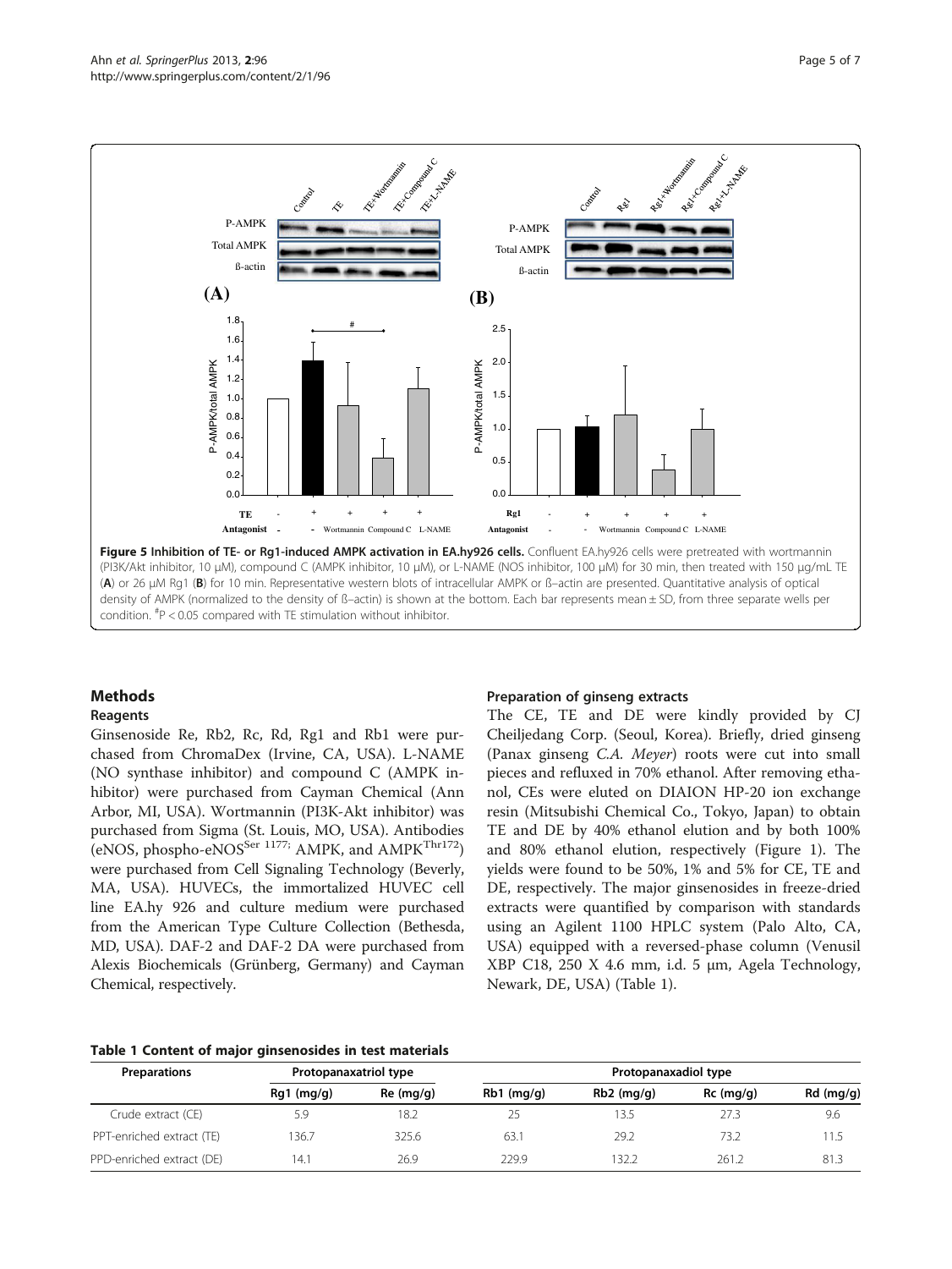**Figure 5 Inhibition of TE- or Rg1-induced AMPK activation in EA.hy926 cells.** Confluent EA.hy926 cells were pretreated with wortmannin (PI3K/Akt inhibitor, 10 μM), compound C (AMPK inhibitor, 10 μM), or L-NAME (NOS inhibitor, 100 μM) for 30 min, then treated with 150 μg/mL TE (**A**) or 26 μM Rg1 (**B**) for 10 min. Representative western blots of intracellular AMPK or ß–actin are presented. Quantitative analysis of optical density of AMPK (normalized to the density of ß–actin) is shown at the bottom. Each bar represents mean ± SD, from three separate wells per condition. #P < 0.05 compared with TE stimulation without inhibitor.

## Methods

### Reagents

Ginsenoside Re, Rb2, Rc, Rd, Rg1 and Rb1 were purchased from ChromaDex (Irvine, CA, USA). L-NAME (NO synthase inhibitor) and compound C (AMPK inhibitor) were purchased from Cayman Chemical (Ann Arbor, MI, USA). Wortmannin (PI3K-Akt inhibitor) was purchased from Sigma (St. Louis, MO, USA). Antibodies (eNOS, phospho-eNOS$^{Ser\ 1177}$; AMPK, and AMPK$^{Thr172}$) were purchased from Cell Signaling Technology (Beverly, MA, USA). HUVECs, the immortalized HUVEC cell line EA.hy 926 and culture medium were purchased from the American Type Culture Collection (Bethesda, MD, USA). DAF-2 and DAF-2 DA were purchased from Alexis Biochemicals (Grünberg, Germany) and Cayman Chemical, respectively.

### Preparation of ginseng extracts

The CE, TE and DE were kindly provided by CJ Cheiljedang Corp. (Seoul, Korea). Briefly, dried ginseng (Panax ginseng *C.A. Meyer*) roots were cut into small pieces and refluxed in 70% ethanol. After removing ethanol, CEs were eluted on DIAION HP-20 ion exchange resin (Mitsubishi Chemical Co., Tokyo, Japan) to obtain TE and DE by 40% ethanol elution and by both 100% and 80% ethanol elution, respectively (Figure 1). The yields were found to be 50%, 1% and 5% for CE, TE and DE, respectively. The major ginsenosides in freeze-dried extracts were quantified by comparison with standards using an Agilent 1100 HPLC system (Palo Alto, CA, USA) equipped with a reversed-phase column (Venusil XBP C18, 250 X 4.6 mm, i.d. 5 μm, Agela Technology, Newark, DE, USA) (Table 1).

**Table 1 Content of major ginsenosides in test materials**

| Preparations | Protopanaxatriol type | | Protopanaxadiol type | | | |
|---|---|---|---|---|---|---|
| | Rg1 (mg/g) | Re (mg/g) | Rb1 (mg/g) | Rb2 (mg/g) | Rc (mg/g) | Rd (mg/g) |
| Crude extract (CE) | 5.9 | 18.2 | 25 | 13.5 | 27.3 | 9.6 |
| PPT-enriched extract (TE) | 136.7 | 325.6 | 63.1 | 29.2 | 73.2 | 11.5 |
| PPD-enriched extract (DE) | 14.1 | 26.9 | 229.9 | 132.2 | 261.2 | 81.3 |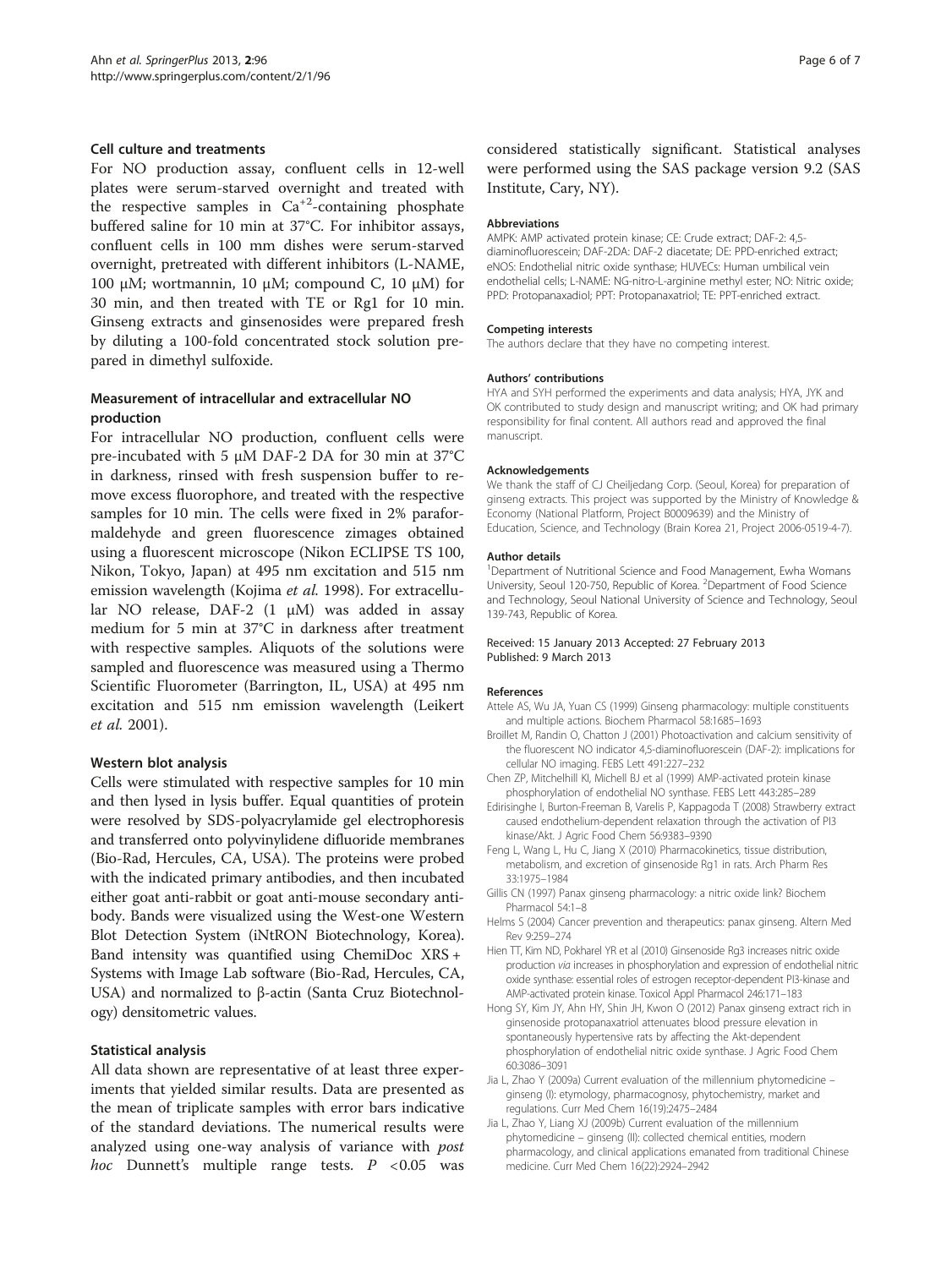### Cell culture and treatments

For NO production assay, confluent cells in 12-well plates were serum-starved overnight and treated with the respective samples in $Ca^{+2}$-containing phosphate buffered saline for 10 min at 37°C. For inhibitor assays, confluent cells in 100 mm dishes were serum-starved overnight, pretreated with different inhibitors (L-NAME, 100 μM; wortmannin, 10 μM; compound C, 10 μM) for 30 min, and then treated with TE or Rg1 for 10 min. Ginseng extracts and ginsenosides were prepared fresh by diluting a 100-fold concentrated stock solution prepared in dimethyl sulfoxide.

### Measurement of intracellular and extracellular NO production

For intracellular NO production, confluent cells were pre-incubated with 5 μM DAF-2 DA for 30 min at 37°C in darkness, rinsed with fresh suspension buffer to remove excess fluorophore, and treated with the respective samples for 10 min. The cells were fixed in 2% paraformaldehyde and green fluorescence zimages obtained using a fluorescent microscope (Nikon ECLIPSE TS 100, Nikon, Tokyo, Japan) at 495 nm excitation and 515 nm emission wavelength (Kojima *et al.* 1998). For extracellular NO release, DAF-2 (1 μM) was added in assay medium for 5 min at 37°C in darkness after treatment with respective samples. Aliquots of the solutions were sampled and fluorescence was measured using a Thermo Scientific Fluorometer (Barrington, IL, USA) at 495 nm excitation and 515 nm emission wavelength (Leikert *et al.* 2001).

### Western blot analysis

Cells were stimulated with respective samples for 10 min and then lysed in lysis buffer. Equal quantities of protein were resolved by SDS-polyacrylamide gel electrophoresis and transferred onto polyvinylidene difluoride membranes (Bio-Rad, Hercules, CA, USA). The proteins were probed with the indicated primary antibodies, and then incubated either goat anti-rabbit or goat anti-mouse secondary antibody. Bands were visualized using the West-one Western Blot Detection System (iNtRON Biotechnology, Korea). Band intensity was quantified using ChemiDoc XRS + Systems with Image Lab software (Bio-Rad, Hercules, CA, USA) and normalized to β-actin (Santa Cruz Biotechnology) densitometric values.

### Statistical analysis

All data shown are representative of at least three experiments that yielded similar results. Data are presented as the mean of triplicate samples with error bars indicative of the standard deviations. The numerical results were analyzed using one-way analysis of variance with *post hoc* Dunnett's multiple range tests. $P < 0.05$ was considered statistically significant. Statistical analyses were performed using the SAS package version 9.2 (SAS Institute, Cary, NY).

#### Abbreviations

AMPK: AMP activated protein kinase; CE: Crude extract; DAF-2: 4,5-diaminofluorescein; DAF-2DA: DAF-2 diacetate; DE: PPD-enriched extract; eNOS: Endothelial nitric oxide synthase; HUVECs: Human umbilical vein endothelial cells; L-NAME: NG-nitro-L-arginine methyl ester; NO: Nitric oxide; PPD: Protopanaxadiol; PPT: Protopanaxatriol; TE: PPT-enriched extract.

#### Competing interests

The authors declare that they have no competing interest.

#### Authors' contributions

HYA and SYH performed the experiments and data analysis; HYA, JYK and OK contributed to study design and manuscript writing; and OK had primary responsibility for final content. All authors read and approved the final manuscript.

#### Acknowledgements

We thank the staff of CJ Cheiljedang Corp. (Seoul, Korea) for preparation of ginseng extracts. This project was supported by the Ministry of Knowledge & Economy (National Platform, Project B0009639) and the Ministry of Education, Science, and Technology (Brain Korea 21, Project 2006-0519-4-7).

#### Author details

[1]Department of Nutritional Science and Food Management, Ewha Womans University, Seoul 120-750, Republic of Korea. [2]Department of Food Science and Technology, Seoul National University of Science and Technology, Seoul 139-743, Republic of Korea.

Received: 15 January 2013 Accepted: 27 February 2013
Published: 9 March 2013

#### References

- Attele AS, Wu JA, Yuan CS (1999) Ginseng pharmacology: multiple constituents and multiple actions. Biochem Pharmacol 58:1685–1693
- Broillet M, Randin O, Chatton J (2001) Photoactivation and calcium sensitivity of the fluorescent NO indicator 4,5-diaminofluorescein (DAF-2): implications for cellular NO imaging. FEBS Lett 491:227–232
- Chen ZP, Mitchelhill KI, Michell BJ et al (1999) AMP-activated protein kinase phosphorylation of endothelial NO synthase. FEBS Lett 443:285–289
- Edirisinghe I, Burton-Freeman B, Varelis P, Kappagoda T (2008) Strawberry extract caused endothelium-dependent relaxation through the activation of PI3 kinase/Akt. J Agric Food Chem 56:9383–9390
- Feng L, Wang L, Hu C, Jiang X (2010) Pharmacokinetics, tissue distribution, metabolism, and excretion of ginsenoside Rg1 in rats. Arch Pharm Res 33:1975–1984
- Gillis CN (1997) Panax ginseng pharmacology: a nitric oxide link? Biochem Pharmacol 54:1–8
- Helms S (2004) Cancer prevention and therapeutics: panax ginseng. Altern Med Rev 9:259–274
- Hien TT, Kim ND, Pokharel YR et al (2010) Ginsenoside Rg3 increases nitric oxide production *via* increases in phosphorylation and expression of endothelial nitric oxide synthase: essential roles of estrogen receptor-dependent PI3-kinase and AMP-activated protein kinase. Toxicol Appl Pharmacol 246:171–183
- Hong SY, Kim JY, Ahn HY, Shin JH, Kwon O (2012) Panax ginseng extract rich in ginsenoside protopanaxatriol attenuates blood pressure elevation in spontaneously hypertensive rats by affecting the Akt-dependent phosphorylation of endothelial nitric oxide synthase. J Agric Food Chem 60:3086–3091
- Jia L, Zhao Y (2009a) Current evaluation of the millennium phytomedicine – ginseng (I): etymology, pharmacognosy, phytochemistry, market and regulations. Curr Med Chem 16(19):2475–2484
- Jia L, Zhao Y, Liang XJ (2009b) Current evaluation of the millennium phytomedicine – ginseng (II): collected chemical entities, modern pharmacology, and clinical applications emanated from traditional Chinese medicine. Curr Med Chem 16(22):2924–2942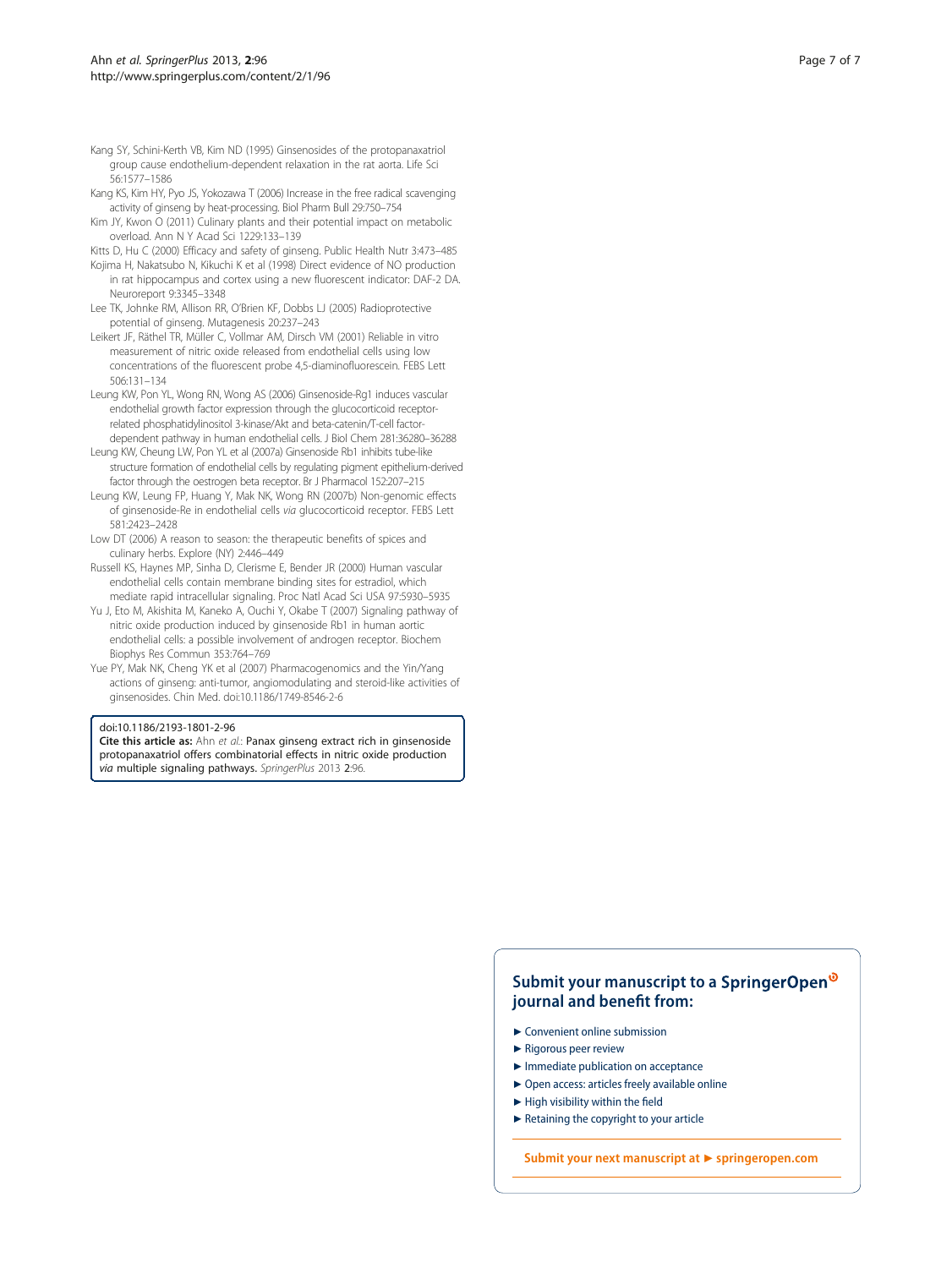Kang SY, Schini-Kerth VB, Kim ND (1995) Ginsenosides of the protopanaxatriol group cause endothelium-dependent relaxation in the rat aorta. Life Sci 56:1577–1586

Kang KS, Kim HY, Pyo JS, Yokozawa T (2006) Increase in the free radical scavenging activity of ginseng by heat-processing. Biol Pharm Bull 29:750–754

Kim JY, Kwon O (2011) Culinary plants and their potential impact on metabolic overload. Ann N Y Acad Sci 1229:133–139

Kitts D, Hu C (2000) Efficacy and safety of ginseng. Public Health Nutr 3:473–485

Kojima H, Nakatsubo N, Kikuchi K et al (1998) Direct evidence of NO production in rat hippocampus and cortex using a new fluorescent indicator: DAF-2 DA. Neuroreport 9:3345–3348

Lee TK, Johnke RM, Allison RR, O'Brien KF, Dobbs LJ (2005) Radioprotective potential of ginseng. Mutagenesis 20:237–243

Leikert JF, Räthel TR, Müller C, Vollmar AM, Dirsch VM (2001) Reliable in vitro measurement of nitric oxide released from endothelial cells using low concentrations of the fluorescent probe 4,5-diaminofluorescein. FEBS Lett 506:131–134

Leung KW, Pon YL, Wong RN, Wong AS (2006) Ginsenoside-Rg1 induces vascular endothelial growth factor expression through the glucocorticoid receptor-related phosphatidylinositol 3-kinase/Akt and beta-catenin/T-cell factor-dependent pathway in human endothelial cells. J Biol Chem 281:36280–36288

Leung KW, Cheung LW, Pon YL et al (2007a) Ginsenoside Rb1 inhibits tube-like structure formation of endothelial cells by regulating pigment epithelium-derived factor through the oestrogen beta receptor. Br J Pharmacol 152:207–215

Leung KW, Leung FP, Huang Y, Mak NK, Wong RN (2007b) Non-genomic effects of ginsenoside-Re in endothelial cells *via* glucocorticoid receptor. FEBS Lett 581:2423–2428

Low DT (2006) A reason to season: the therapeutic benefits of spices and culinary herbs. Explore (NY) 2:446–449

Russell KS, Haynes MP, Sinha D, Clerisme E, Bender JR (2000) Human vascular endothelial cells contain membrane binding sites for estradiol, which mediate rapid intracellular signaling. Proc Natl Acad Sci USA 97:5930–5935

Yu J, Eto M, Akishita M, Kaneko A, Ouchi Y, Okabe T (2007) Signaling pathway of nitric oxide production induced by ginsenoside Rb1 in human aortic endothelial cells: a possible involvement of androgen receptor. Biochem Biophys Res Commun 353:764–769

Yue PY, Mak NK, Cheng YK et al (2007) Pharmacogenomics and the Yin/Yang actions of ginseng: anti-tumor, angiomodulating and steroid-like activities of ginsenosides. Chin Med. doi:10.1186/1749-8546-2-6

doi:10.1186/2193-1801-2-96

**Cite this article as:** Ahn *et al.*: Panax ginseng extract rich in ginsenoside protopanaxatriol offers combinatorial effects in nitric oxide production *via* multiple signaling pathways. *SpringerPlus* 2013 **2**:96.

**Submit your manuscript to a SpringerOpen journal and benefit from:**

- ► Convenient online submission
- ► Rigorous peer review
- ► Immediate publication on acceptance
- ► Open access: articles freely available online
- ► High visibility within the field
- ► Retaining the copyright to your article

**Submit your next manuscript at ► springeropen.com**